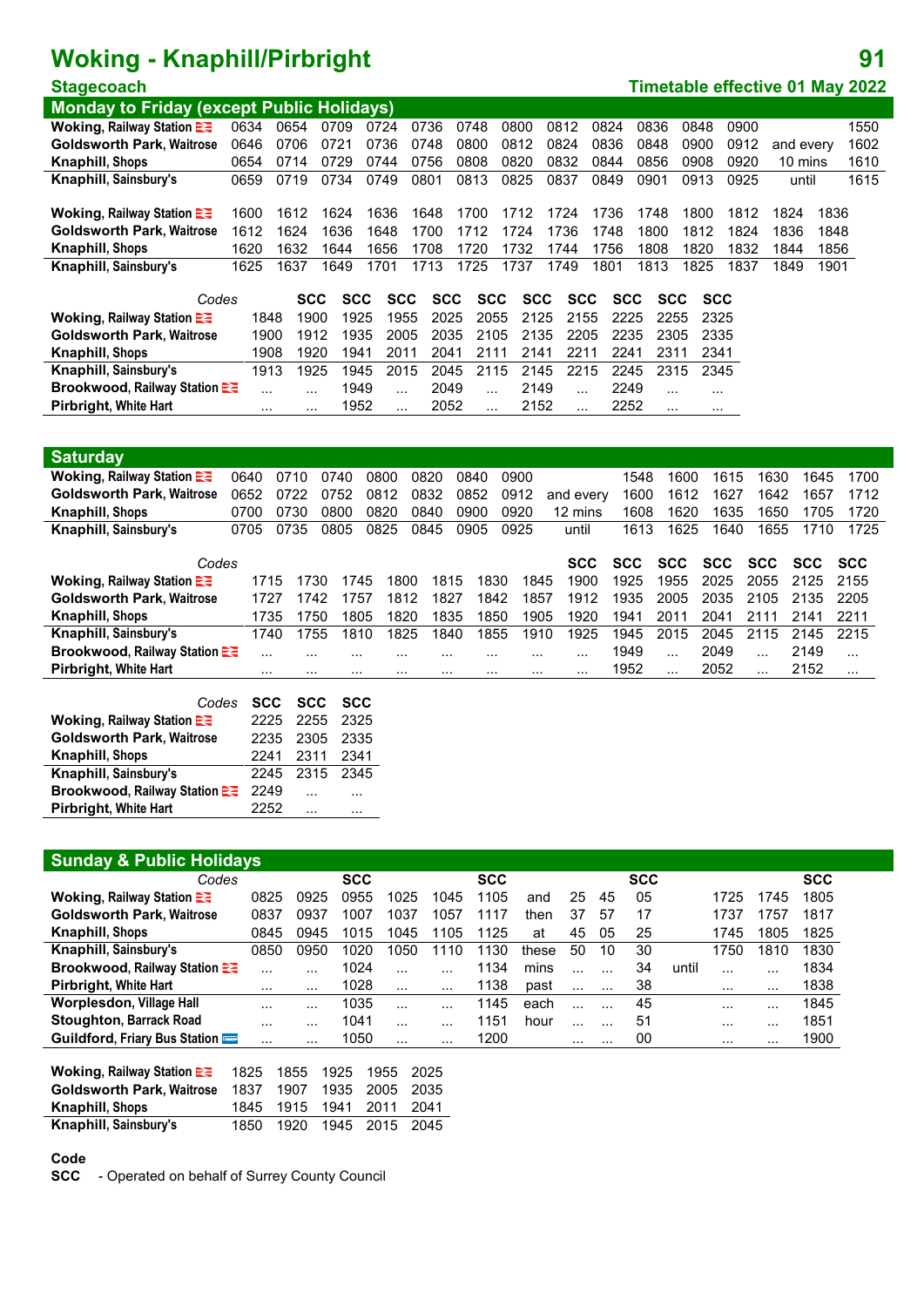# Woking - Knaphill/Pirbright

# 91

**Stagecoach**

**Timetable effective 01 May 2022**

## Monday to Friday (except Public Holidays)

| | | | | | | | | | | | | | | |
|---|---|---|---|---|---|---|---|---|---|---|---|---|---|---|
| **Woking, Railway Station** | 0634 | 0654 | 0709 | 0724 | 0736 | 0748 | 0800 | 0812 | 0824 | 0836 | 0848 | 0900 | | 1550 |
| **Goldsworth Park, Waitrose** | 0646 | 0706 | 0721 | 0736 | 0748 | 0800 | 0812 | 0824 | 0836 | 0848 | 0900 | 0912 | and every | 1602 |
| **Knaphill, Shops** | 0654 | 0714 | 0729 | 0744 | 0756 | 0808 | 0820 | 0832 | 0844 | 0856 | 0908 | 0920 | 10 mins | 1610 |
| **Knaphill, Sainsbury's** | 0659 | 0719 | 0734 | 0749 | 0801 | 0813 | 0825 | 0837 | 0849 | 0901 | 0913 | 0925 | until | 1615 |

| | | | | | | | | | | | | | | |
|---|---|---|---|---|---|---|---|---|---|---|---|---|---|---|
| **Woking, Railway Station** | 1600 | 1612 | 1624 | 1636 | 1648 | 1700 | 1712 | 1724 | 1736 | 1748 | 1800 | 1812 | 1824 | 1836 |
| **Goldsworth Park, Waitrose** | 1612 | 1624 | 1636 | 1648 | 1700 | 1712 | 1724 | 1736 | 1748 | 1800 | 1812 | 1824 | 1836 | 1848 |
| **Knaphill, Shops** | 1620 | 1632 | 1644 | 1656 | 1708 | 1720 | 1732 | 1744 | 1756 | 1808 | 1820 | 1832 | 1844 | 1856 |
| **Knaphill, Sainsbury's** | 1625 | 1637 | 1649 | 1701 | 1713 | 1725 | 1737 | 1749 | 1801 | 1813 | 1825 | 1837 | 1849 | 1901 |

| *Codes* | | **SCC** | **SCC** | **SCC** | **SCC** | **SCC** | **SCC** | **SCC** | **SCC** | **SCC** | **SCC** |
|---|---|---|---|---|---|---|---|---|---|---|---|
| **Woking, Railway Station** | 1848 | 1900 | 1925 | 1955 | 2025 | 2055 | 2125 | 2155 | 2225 | 2255 | 2325 |
| **Goldsworth Park, Waitrose** | 1900 | 1912 | 1935 | 2005 | 2035 | 2105 | 2135 | 2205 | 2235 | 2305 | 2335 |
| **Knaphill, Shops** | 1908 | 1920 | 1941 | 2011 | 2041 | 2111 | 2141 | 2211 | 2241 | 2311 | 2341 |
| **Knaphill, Sainsbury's** | 1913 | 1925 | 1945 | 2015 | 2045 | 2115 | 2145 | 2215 | 2245 | 2315 | 2345 |
| **Brookwood, Railway Station** | ... | ... | 1949 | ... | 2049 | ... | 2149 | ... | 2249 | ... | ... |
| **Pirbright, White Hart** | ... | ... | 1952 | ... | 2052 | ... | 2152 | ... | 2252 | ... | ... |

## Saturday

| | | | | | | | | | | | | | | |
|---|---|---|---|---|---|---|---|---|---|---|---|---|---|---|
| **Woking, Railway Station** | 0640 | 0710 | 0740 | 0800 | 0820 | 0840 | 0900 | | 1548 | 1600 | 1615 | 1630 | 1645 | 1700 |
| **Goldsworth Park, Waitrose** | 0652 | 0722 | 0752 | 0812 | 0832 | 0852 | 0912 | and every | 1600 | 1612 | 1627 | 1642 | 1657 | 1712 |
| **Knaphill, Shops** | 0700 | 0730 | 0800 | 0820 | 0840 | 0900 | 0920 | 12 mins | 1608 | 1620 | 1635 | 1650 | 1705 | 1720 |
| **Knaphill, Sainsbury's** | 0705 | 0735 | 0805 | 0825 | 0845 | 0905 | 0925 | until | 1613 | 1625 | 1640 | 1655 | 1710 | 1725 |

| *Codes* | | | | | | | | **SCC** | **SCC** | **SCC** | **SCC** | **SCC** | **SCC** | **SCC** |
|---|---|---|---|---|---|---|---|---|---|---|---|---|---|---|
| **Woking, Railway Station** | 1715 | 1730 | 1745 | 1800 | 1815 | 1830 | 1845 | 1900 | 1925 | 1955 | 2025 | 2055 | 2125 | 2155 |
| **Goldsworth Park, Waitrose** | 1727 | 1742 | 1757 | 1812 | 1827 | 1842 | 1857 | 1912 | 1935 | 2005 | 2035 | 2105 | 2135 | 2205 |
| **Knaphill, Shops** | 1735 | 1750 | 1805 | 1820 | 1835 | 1850 | 1905 | 1920 | 1941 | 2011 | 2041 | 2111 | 2141 | 2211 |
| **Knaphill, Sainsbury's** | 1740 | 1755 | 1810 | 1825 | 1840 | 1855 | 1910 | 1925 | 1945 | 2015 | 2045 | 2115 | 2145 | 2215 |
| **Brookwood, Railway Station** | ... | ... | ... | ... | ... | ... | ... | ... | 1949 | ... | 2049 | ... | 2149 | ... |
| **Pirbright, White Hart** | ... | ... | ... | ... | ... | ... | ... | ... | 1952 | ... | 2052 | ... | 2152 | ... |

| *Codes* | **SCC** | **SCC** | **SCC** |
|---|---|---|---|
| **Woking, Railway Station** | 2225 | 2255 | 2325 |
| **Goldsworth Park, Waitrose** | 2235 | 2305 | 2335 |
| **Knaphill, Shops** | 2241 | 2311 | 2341 |
| **Knaphill, Sainsbury's** | 2245 | 2315 | 2345 |
| **Brookwood, Railway Station** | 2249 | ... | ... |
| **Pirbright, White Hart** | 2252 | ... | ... |

## Sunday & Public Holidays

| *Codes* | | | **SCC** | | | **SCC** | | | | **SCC** | | | | **SCC** |
|---|---|---|---|---|---|---|---|---|---|---|---|---|---|---|
| **Woking, Railway Station** | 0825 | 0925 | 0955 | 1025 | 1045 | 1105 | and | 25 | 45 | 05 | | 1725 | 1745 | 1805 |
| **Goldsworth Park, Waitrose** | 0837 | 0937 | 1007 | 1037 | 1057 | 1117 | then | 37 | 57 | 17 | | 1737 | 1757 | 1817 |
| **Knaphill, Shops** | 0845 | 0945 | 1015 | 1045 | 1105 | 1125 | at | 45 | 05 | 25 | | 1745 | 1805 | 1825 |
| **Knaphill, Sainsbury's** | 0850 | 0950 | 1020 | 1050 | 1110 | 1130 | these | 50 | 10 | 30 | | 1750 | 1810 | 1830 |
| **Brookwood, Railway Station** | ... | ... | 1024 | ... | ... | 1134 | mins | ... | ... | 34 | until | ... | ... | 1834 |
| **Pirbright, White Hart** | ... | ... | 1028 | ... | ... | 1138 | past | ... | ... | 38 | | ... | ... | 1838 |
| **Worplesdon, Village Hall** | ... | ... | 1035 | ... | ... | 1145 | each | ... | ... | 45 | | ... | ... | 1845 |
| **Stoughton, Barrack Road** | ... | ... | 1041 | ... | ... | 1151 | hour | ... | ... | 51 | | ... | ... | 1851 |
| **Guildford, Friary Bus Station** | ... | ... | 1050 | ... | ... | 1200 | | ... | ... | 00 | | ... | ... | 1900 |

| | | | | | |
|---|---|---|---|---|---|
| **Woking, Railway Station** | 1825 | 1855 | 1925 | 1955 | 2025 |
| **Goldsworth Park, Waitrose** | 1837 | 1907 | 1935 | 2005 | 2035 |
| **Knaphill, Shops** | 1845 | 1915 | 1941 | 2011 | 2041 |
| **Knaphill, Sainsbury's** | 1850 | 1920 | 1945 | 2015 | 2045 |

**Code**

**SCC** - Operated on behalf of Surrey County Council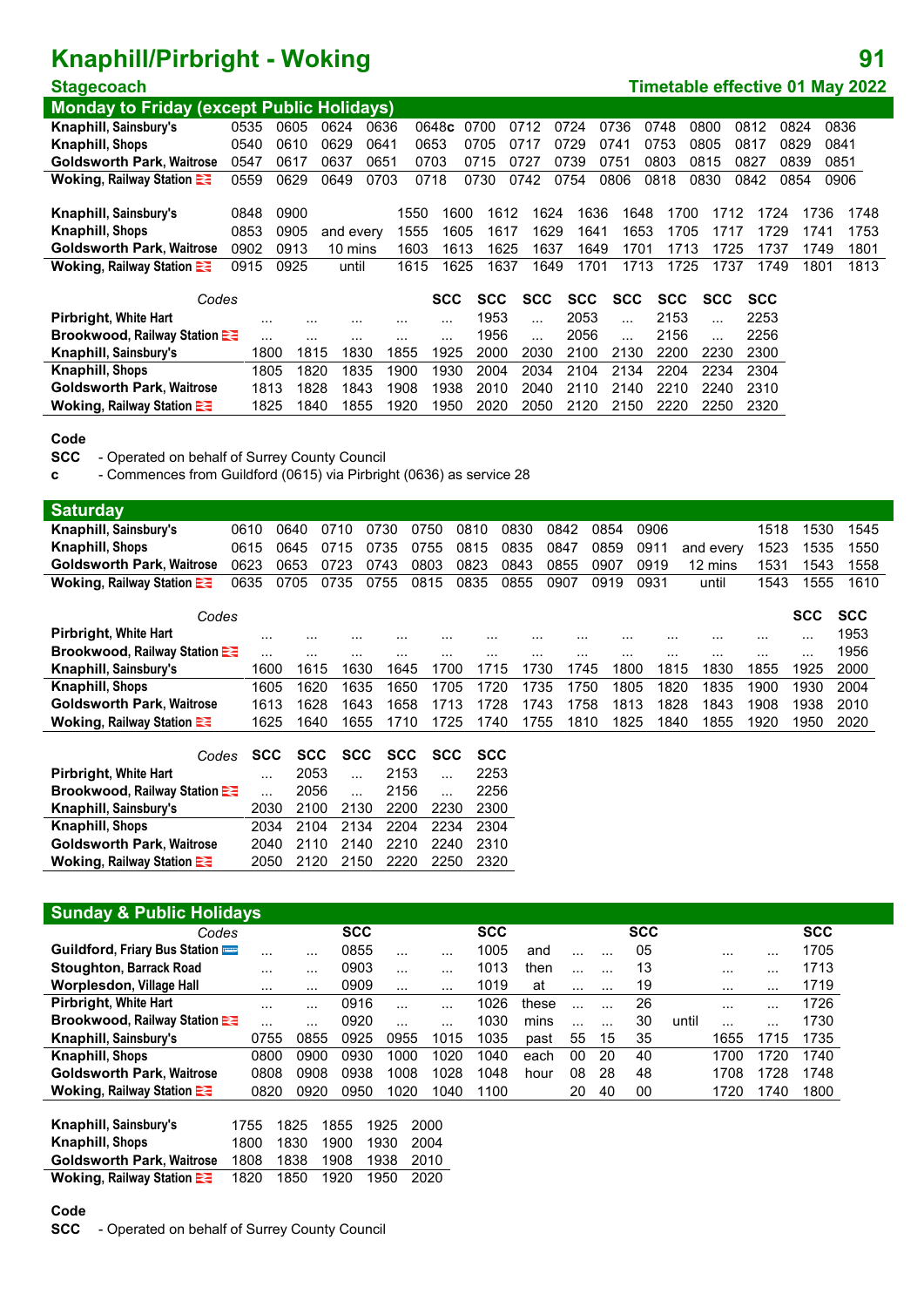# Knaphill/Pirbright - Woking

**91**

**Stagecoach**

**Timetable effective 01 May 2022**

## Monday to Friday (except Public Holidays)

| | | | | | | | | | | | | | | |
|---|---|---|---|---|---|---|---|---|---|---|---|---|---|---|
| **Knaphill, Sainsbury's** | 0535 | 0605 | 0624 | 0636 | 0648**c** | 0700 | 0712 | 0724 | 0736 | 0748 | 0800 | 0812 | 0824 | 0836 |
| **Knaphill, Shops** | 0540 | 0610 | 0629 | 0641 | 0653 | 0705 | 0717 | 0729 | 0741 | 0753 | 0805 | 0817 | 0829 | 0841 |
| **Goldsworth Park, Waitrose** | 0547 | 0617 | 0637 | 0651 | 0703 | 0715 | 0727 | 0739 | 0751 | 0803 | 0815 | 0827 | 0839 | 0851 |
| **Woking, Railway Station** | 0559 | 0629 | 0649 | 0703 | 0718 | 0730 | 0742 | 0754 | 0806 | 0818 | 0830 | 0842 | 0854 | 0906 |

| | | | | | | | | | | | | | | |
|---|---|---|---|---|---|---|---|---|---|---|---|---|---|---|
| **Knaphill, Sainsbury's** | 0848 | 0900 | | 1550 | 1600 | 1612 | 1624 | 1636 | 1648 | 1700 | 1712 | 1724 | 1736 | 1748 |
| **Knaphill, Shops** | 0853 | 0905 | and every | 1555 | 1605 | 1617 | 1629 | 1641 | 1653 | 1705 | 1717 | 1729 | 1741 | 1753 |
| **Goldsworth Park, Waitrose** | 0902 | 0913 | 10 mins | 1603 | 1613 | 1625 | 1637 | 1649 | 1701 | 1713 | 1725 | 1737 | 1749 | 1801 |
| **Woking, Railway Station** | 0915 | 0925 | until | 1615 | 1625 | 1637 | 1649 | 1701 | 1713 | 1725 | 1737 | 1749 | 1801 | 1813 |

| *Codes* | | | | | SCC | SCC | SCC | SCC | SCC | SCC | SCC | SCC |
|---|---|---|---|---|---|---|---|---|---|---|---|---|
| **Pirbright, White Hart** | ... | ... | ... | ... | ... | 1953 | ... | 2053 | ... | 2153 | ... | 2253 |
| **Brookwood, Railway Station** | ... | ... | ... | ... | ... | 1956 | ... | 2056 | ... | 2156 | ... | 2256 |
| **Knaphill, Sainsbury's** | 1800 | 1815 | 1830 | 1855 | 1925 | 2000 | 2030 | 2100 | 2130 | 2200 | 2230 | 2300 |
| **Knaphill, Shops** | 1805 | 1820 | 1835 | 1900 | 1930 | 2004 | 2034 | 2104 | 2134 | 2204 | 2234 | 2304 |
| **Goldsworth Park, Waitrose** | 1813 | 1828 | 1843 | 1908 | 1938 | 2010 | 2040 | 2110 | 2140 | 2210 | 2240 | 2310 |
| **Woking, Railway Station** | 1825 | 1840 | 1855 | 1920 | 1950 | 2020 | 2050 | 2120 | 2150 | 2220 | 2250 | 2320 |

**Code**

**SCC** - Operated on behalf of Surrey County Council

**c** - Commences from Guildford (0615) via Pirbright (0636) as service 28

## Saturday

| | | | | | | | | | | | | | | |
|---|---|---|---|---|---|---|---|---|---|---|---|---|---|---|
| **Knaphill, Sainsbury's** | 0610 | 0640 | 0710 | 0730 | 0750 | 0810 | 0830 | 0842 | 0854 | 0906 | | 1518 | 1530 | 1545 |
| **Knaphill, Shops** | 0615 | 0645 | 0715 | 0735 | 0755 | 0815 | 0835 | 0847 | 0859 | 0911 | and every | 1523 | 1535 | 1550 |
| **Goldsworth Park, Waitrose** | 0623 | 0653 | 0723 | 0743 | 0803 | 0823 | 0843 | 0855 | 0907 | 0919 | 12 mins | 1531 | 1543 | 1558 |
| **Woking, Railway Station** | 0635 | 0705 | 0735 | 0755 | 0815 | 0835 | 0855 | 0907 | 0919 | 0931 | until | 1543 | 1555 | 1610 |

| *Codes* | | | | | | | | | | | | | SCC | SCC |
|---|---|---|---|---|---|---|---|---|---|---|---|---|---|---|
| **Pirbright, White Hart** | ... | ... | ... | ... | ... | ... | ... | ... | ... | ... | ... | ... | ... | 1953 |
| **Brookwood, Railway Station** | ... | ... | ... | ... | ... | ... | ... | ... | ... | ... | ... | ... | ... | 1956 |
| **Knaphill, Sainsbury's** | 1600 | 1615 | 1630 | 1645 | 1700 | 1715 | 1730 | 1745 | 1800 | 1815 | 1830 | 1855 | 1925 | 2000 |
| **Knaphill, Shops** | 1605 | 1620 | 1635 | 1650 | 1705 | 1720 | 1735 | 1750 | 1805 | 1820 | 1835 | 1900 | 1930 | 2004 |
| **Goldsworth Park, Waitrose** | 1613 | 1628 | 1643 | 1658 | 1713 | 1728 | 1743 | 1758 | 1813 | 1828 | 1843 | 1908 | 1938 | 2010 |
| **Woking, Railway Station** | 1625 | 1640 | 1655 | 1710 | 1725 | 1740 | 1755 | 1810 | 1825 | 1840 | 1855 | 1920 | 1950 | 2020 |

| *Codes* | SCC | SCC | SCC | SCC | SCC | SCC |
|---|---|---|---|---|---|---|
| **Pirbright, White Hart** | ... | 2053 | ... | 2153 | ... | 2253 |
| **Brookwood, Railway Station** | ... | 2056 | ... | 2156 | ... | 2256 |
| **Knaphill, Sainsbury's** | 2030 | 2100 | 2130 | 2200 | 2230 | 2300 |
| **Knaphill, Shops** | 2034 | 2104 | 2134 | 2204 | 2234 | 2304 |
| **Goldsworth Park, Waitrose** | 2040 | 2110 | 2140 | 2210 | 2240 | 2310 |
| **Woking, Railway Station** | 2050 | 2120 | 2150 | 2220 | 2250 | 2320 |

## Sunday & Public Holidays

| *Codes* | | | SCC | | | SCC | | | | SCC | | | | SCC |
|---|---|---|---|---|---|---|---|---|---|---|---|---|---|---|
| **Guildford, Friary Bus Station** | ... | ... | 0855 | ... | ... | 1005 | and | ... | ... | 05 | | ... | ... | 1705 |
| **Stoughton, Barrack Road** | ... | ... | 0903 | ... | ... | 1013 | then | ... | ... | 13 | | ... | ... | 1713 |
| **Worplesdon, Village Hall** | ... | ... | 0909 | ... | ... | 1019 | at | ... | ... | 19 | | ... | ... | 1719 |
| **Pirbright, White Hart** | ... | ... | 0916 | ... | ... | 1026 | these | ... | ... | 26 | | ... | ... | 1726 |
| **Brookwood, Railway Station** | ... | ... | 0920 | ... | ... | 1030 | mins | ... | ... | 30 | until | ... | ... | 1730 |
| **Knaphill, Sainsbury's** | 0755 | 0855 | 0925 | 0955 | 1015 | 1035 | past | 55 | 15 | 35 | | 1655 | 1715 | 1735 |
| **Knaphill, Shops** | 0800 | 0900 | 0930 | 1000 | 1020 | 1040 | each | 00 | 20 | 40 | | 1700 | 1720 | 1740 |
| **Goldsworth Park, Waitrose** | 0808 | 0908 | 0938 | 1008 | 1028 | 1048 | hour | 08 | 28 | 48 | | 1708 | 1728 | 1748 |
| **Woking, Railway Station** | 0820 | 0920 | 0950 | 1020 | 1040 | 1100 | | 20 | 40 | 00 | | 1720 | 1740 | 1800 |

| | | | | | |
|---|---|---|---|---|---|
| **Knaphill, Sainsbury's** | 1755 | 1825 | 1855 | 1925 | 2000 |
| **Knaphill, Shops** | 1800 | 1830 | 1900 | 1930 | 2004 |
| **Goldsworth Park, Waitrose** | 1808 | 1838 | 1908 | 1938 | 2010 |
| **Woking, Railway Station** | 1820 | 1850 | 1920 | 1950 | 2020 |

**Code**

**SCC** - Operated on behalf of Surrey County Council